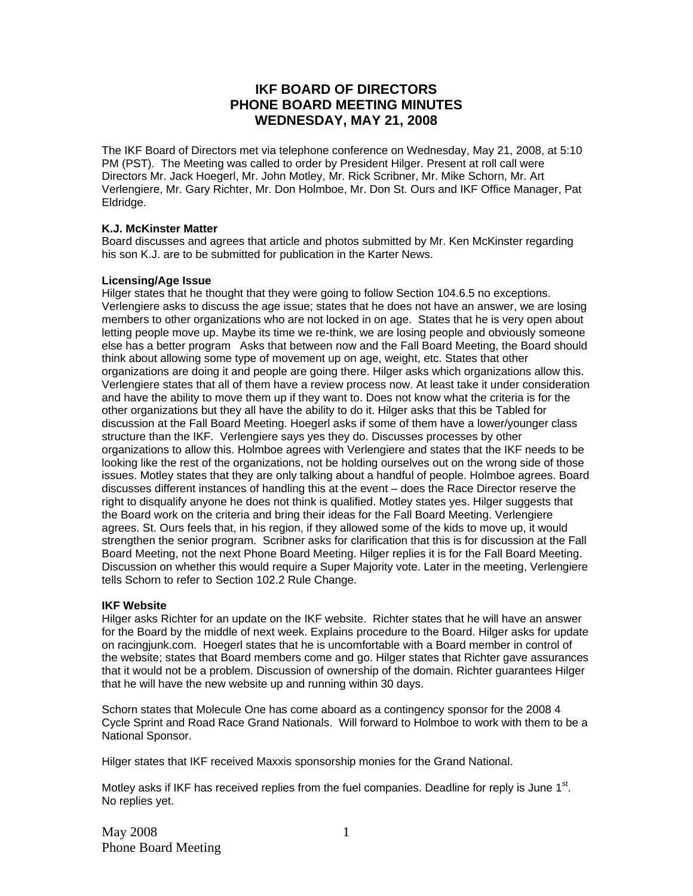# IKF BOARD OF DIRECTORS
# PHONE BOARD MEETING MINUTES
# WEDNESDAY, MAY 21, 2008

The IKF Board of Directors met via telephone conference on Wednesday, May 21, 2008, at 5:10 PM (PST). The Meeting was called to order by President Hilger. Present at roll call were Directors Mr. Jack Hoegerl, Mr. John Motley, Mr. Rick Scribner, Mr. Mike Schorn, Mr. Art Verlengiere, Mr. Gary Richter, Mr. Don Holmboe, Mr. Don St. Ours and IKF Office Manager, Pat Eldridge.

**K.J. McKinster Matter**
Board discusses and agrees that article and photos submitted by Mr. Ken McKinster regarding his son K.J. are to be submitted for publication in the Karter News.

**Licensing/Age Issue**
Hilger states that he thought that they were going to follow Section 104.6.5 no exceptions. Verlengiere asks to discuss the age issue; states that he does not have an answer, we are losing members to other organizations who are not locked in on age. States that he is very open about letting people move up. Maybe its time we re-think, we are losing people and obviously someone else has a better program Asks that between now and the Fall Board Meeting, the Board should think about allowing some type of movement up on age, weight, etc. States that other organizations are doing it and people are going there. Hilger asks which organizations allow this. Verlengiere states that all of them have a review process now. At least take it under consideration and have the ability to move them up if they want to. Does not know what the criteria is for the other organizations but they all have the ability to do it. Hilger asks that this be Tabled for discussion at the Fall Board Meeting. Hoegerl asks if some of them have a lower/younger class structure than the IKF. Verlengiere says yes they do. Discusses processes by other organizations to allow this. Holmboe agrees with Verlengiere and states that the IKF needs to be looking like the rest of the organizations, not be holding ourselves out on the wrong side of those issues. Motley states that they are only talking about a handful of people. Holmboe agrees. Board discusses different instances of handling this at the event – does the Race Director reserve the right to disqualify anyone he does not think is qualified. Motley states yes. Hilger suggests that the Board work on the criteria and bring their ideas for the Fall Board Meeting. Verlengiere agrees. St. Ours feels that, in his region, if they allowed some of the kids to move up, it would strengthen the senior program. Scribner asks for clarification that this is for discussion at the Fall Board Meeting, not the next Phone Board Meeting. Hilger replies it is for the Fall Board Meeting. Discussion on whether this would require a Super Majority vote. Later in the meeting, Verlengiere tells Schorn to refer to Section 102.2 Rule Change.

**IKF Website**
Hilger asks Richter for an update on the IKF website. Richter states that he will have an answer for the Board by the middle of next week. Explains procedure to the Board. Hilger asks for update on racingjunk.com. Hoegerl states that he is uncomfortable with a Board member in control of the website; states that Board members come and go. Hilger states that Richter gave assurances that it would not be a problem. Discussion of ownership of the domain. Richter guarantees Hilger that he will have the new website up and running within 30 days.

Schorn states that Molecule One has come aboard as a contingency sponsor for the 2008 4 Cycle Sprint and Road Race Grand Nationals. Will forward to Holmboe to work with them to be a National Sponsor.

Hilger states that IKF received Maxxis sponsorship monies for the Grand National.

Motley asks if IKF has received replies from the fuel companies. Deadline for reply is June 1st. No replies yet.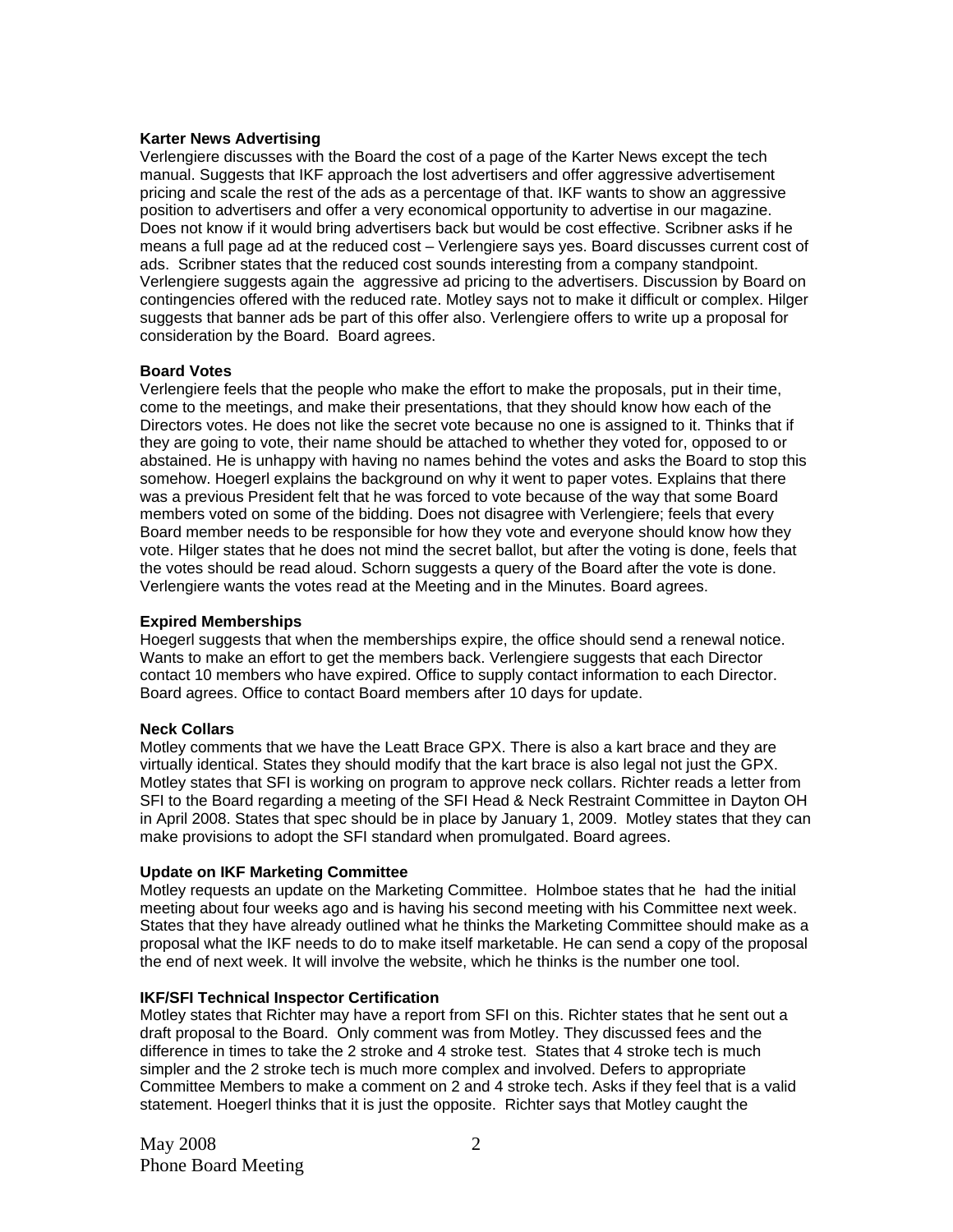**Karter News Advertising**
Verlengiere discusses with the Board the cost of a page of the Karter News except the tech manual. Suggests that IKF approach the lost advertisers and offer aggressive advertisement pricing and scale the rest of the ads as a percentage of that. IKF wants to show an aggressive position to advertisers and offer a very economical opportunity to advertise in our magazine. Does not know if it would bring advertisers back but would be cost effective. Scribner asks if he means a full page ad at the reduced cost – Verlengiere says yes. Board discusses current cost of ads. Scribner states that the reduced cost sounds interesting from a company standpoint. Verlengiere suggests again the aggressive ad pricing to the advertisers. Discussion by Board on contingencies offered with the reduced rate. Motley says not to make it difficult or complex. Hilger suggests that banner ads be part of this offer also. Verlengiere offers to write up a proposal for consideration by the Board. Board agrees.

**Board Votes**
Verlengiere feels that the people who make the effort to make the proposals, put in their time, come to the meetings, and make their presentations, that they should know how each of the Directors votes. He does not like the secret vote because no one is assigned to it. Thinks that if they are going to vote, their name should be attached to whether they voted for, opposed to or abstained. He is unhappy with having no names behind the votes and asks the Board to stop this somehow. Hoegerl explains the background on why it went to paper votes. Explains that there was a previous President felt that he was forced to vote because of the way that some Board members voted on some of the bidding. Does not disagree with Verlengiere; feels that every Board member needs to be responsible for how they vote and everyone should know how they vote. Hilger states that he does not mind the secret ballot, but after the voting is done, feels that the votes should be read aloud. Schorn suggests a query of the Board after the vote is done. Verlengiere wants the votes read at the Meeting and in the Minutes. Board agrees.

**Expired Memberships**
Hoegerl suggests that when the memberships expire, the office should send a renewal notice. Wants to make an effort to get the members back. Verlengiere suggests that each Director contact 10 members who have expired. Office to supply contact information to each Director. Board agrees. Office to contact Board members after 10 days for update.

**Neck Collars**
Motley comments that we have the Leatt Brace GPX. There is also a kart brace and they are virtually identical. States they should modify that the kart brace is also legal not just the GPX. Motley states that SFI is working on program to approve neck collars. Richter reads a letter from SFI to the Board regarding a meeting of the SFI Head & Neck Restraint Committee in Dayton OH in April 2008. States that spec should be in place by January 1, 2009. Motley states that they can make provisions to adopt the SFI standard when promulgated. Board agrees.

**Update on IKF Marketing Committee**
Motley requests an update on the Marketing Committee. Holmboe states that he had the initial meeting about four weeks ago and is having his second meeting with his Committee next week. States that they have already outlined what he thinks the Marketing Committee should make as a proposal what the IKF needs to do to make itself marketable. He can send a copy of the proposal the end of next week. It will involve the website, which he thinks is the number one tool.

**IKF/SFI Technical Inspector Certification**
Motley states that Richter may have a report from SFI on this. Richter states that he sent out a draft proposal to the Board. Only comment was from Motley. They discussed fees and the difference in times to take the 2 stroke and 4 stroke test. States that 4 stroke tech is much simpler and the 2 stroke tech is much more complex and involved. Defers to appropriate Committee Members to make a comment on 2 and 4 stroke tech. Asks if they feel that is a valid statement. Hoegerl thinks that it is just the opposite. Richter says that Motley caught the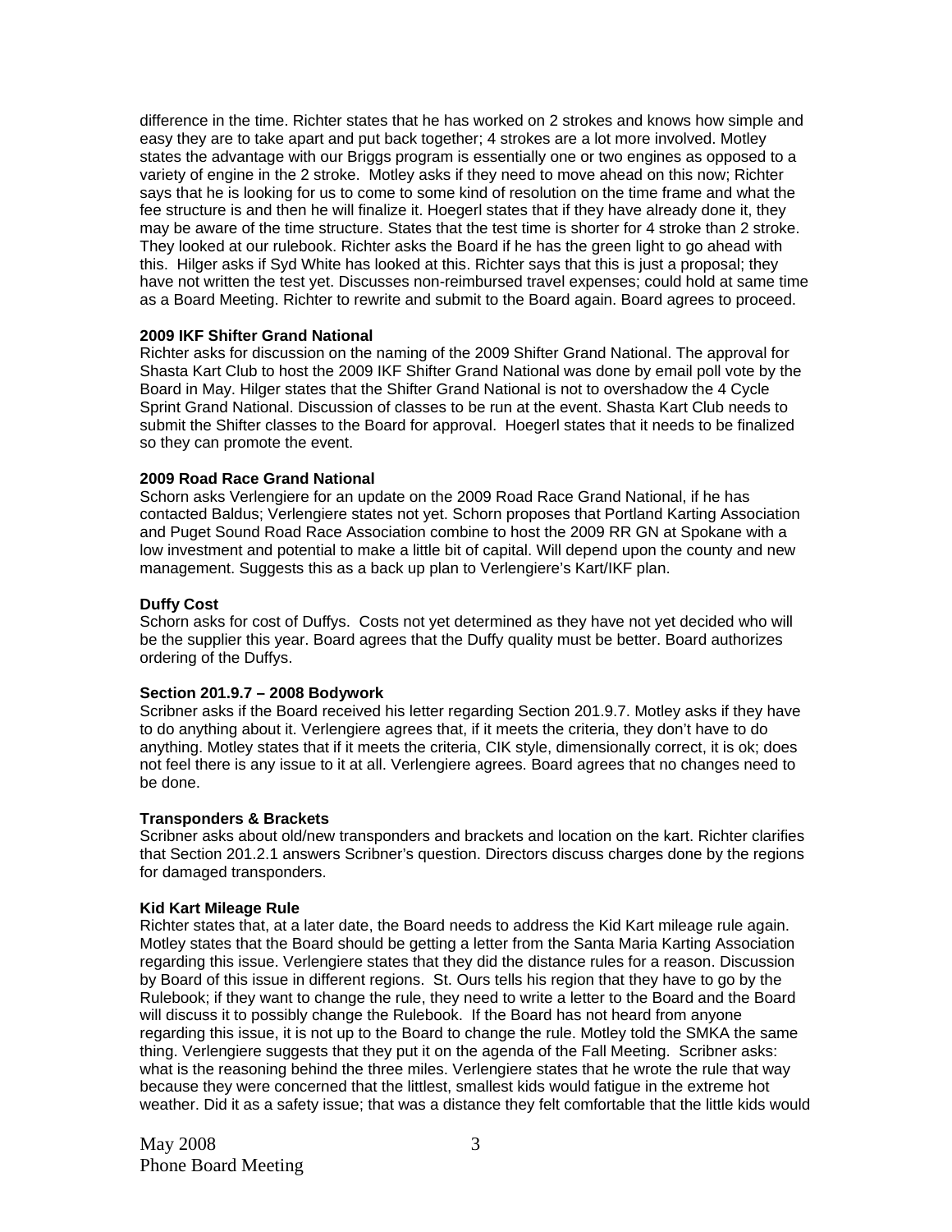difference in the time. Richter states that he has worked on 2 strokes and knows how simple and easy they are to take apart and put back together; 4 strokes are a lot more involved. Motley states the advantage with our Briggs program is essentially one or two engines as opposed to a variety of engine in the 2 stroke. Motley asks if they need to move ahead on this now; Richter says that he is looking for us to come to some kind of resolution on the time frame and what the fee structure is and then he will finalize it. Hoegerl states that if they have already done it, they may be aware of the time structure. States that the test time is shorter for 4 stroke than 2 stroke. They looked at our rulebook. Richter asks the Board if he has the green light to go ahead with this. Hilger asks if Syd White has looked at this. Richter says that this is just a proposal; they have not written the test yet. Discusses non-reimbursed travel expenses; could hold at same time as a Board Meeting. Richter to rewrite and submit to the Board again. Board agrees to proceed.

**2009 IKF Shifter Grand National**

Richter asks for discussion on the naming of the 2009 Shifter Grand National. The approval for Shasta Kart Club to host the 2009 IKF Shifter Grand National was done by email poll vote by the Board in May. Hilger states that the Shifter Grand National is not to overshadow the 4 Cycle Sprint Grand National. Discussion of classes to be run at the event. Shasta Kart Club needs to submit the Shifter classes to the Board for approval. Hoegerl states that it needs to be finalized so they can promote the event.

**2009 Road Race Grand National**

Schorn asks Verlengiere for an update on the 2009 Road Race Grand National, if he has contacted Baldus; Verlengiere states not yet. Schorn proposes that Portland Karting Association and Puget Sound Road Race Association combine to host the 2009 RR GN at Spokane with a low investment and potential to make a little bit of capital. Will depend upon the county and new management. Suggests this as a back up plan to Verlengiere's Kart/IKF plan.

**Duffy Cost**

Schorn asks for cost of Duffys. Costs not yet determined as they have not yet decided who will be the supplier this year. Board agrees that the Duffy quality must be better. Board authorizes ordering of the Duffys.

**Section 201.9.7 – 2008 Bodywork**

Scribner asks if the Board received his letter regarding Section 201.9.7. Motley asks if they have to do anything about it. Verlengiere agrees that, if it meets the criteria, they don't have to do anything. Motley states that if it meets the criteria, CIK style, dimensionally correct, it is ok; does not feel there is any issue to it at all. Verlengiere agrees. Board agrees that no changes need to be done.

**Transponders & Brackets**

Scribner asks about old/new transponders and brackets and location on the kart. Richter clarifies that Section 201.2.1 answers Scribner's question. Directors discuss charges done by the regions for damaged transponders.

**Kid Kart Mileage Rule**

Richter states that, at a later date, the Board needs to address the Kid Kart mileage rule again. Motley states that the Board should be getting a letter from the Santa Maria Karting Association regarding this issue. Verlengiere states that they did the distance rules for a reason. Discussion by Board of this issue in different regions. St. Ours tells his region that they have to go by the Rulebook; if they want to change the rule, they need to write a letter to the Board and the Board will discuss it to possibly change the Rulebook. If the Board has not heard from anyone regarding this issue, it is not up to the Board to change the rule. Motley told the SMKA the same thing. Verlengiere suggests that they put it on the agenda of the Fall Meeting. Scribner asks: what is the reasoning behind the three miles. Verlengiere states that he wrote the rule that way because they were concerned that the littlest, smallest kids would fatigue in the extreme hot weather. Did it as a safety issue; that was a distance they felt comfortable that the little kids would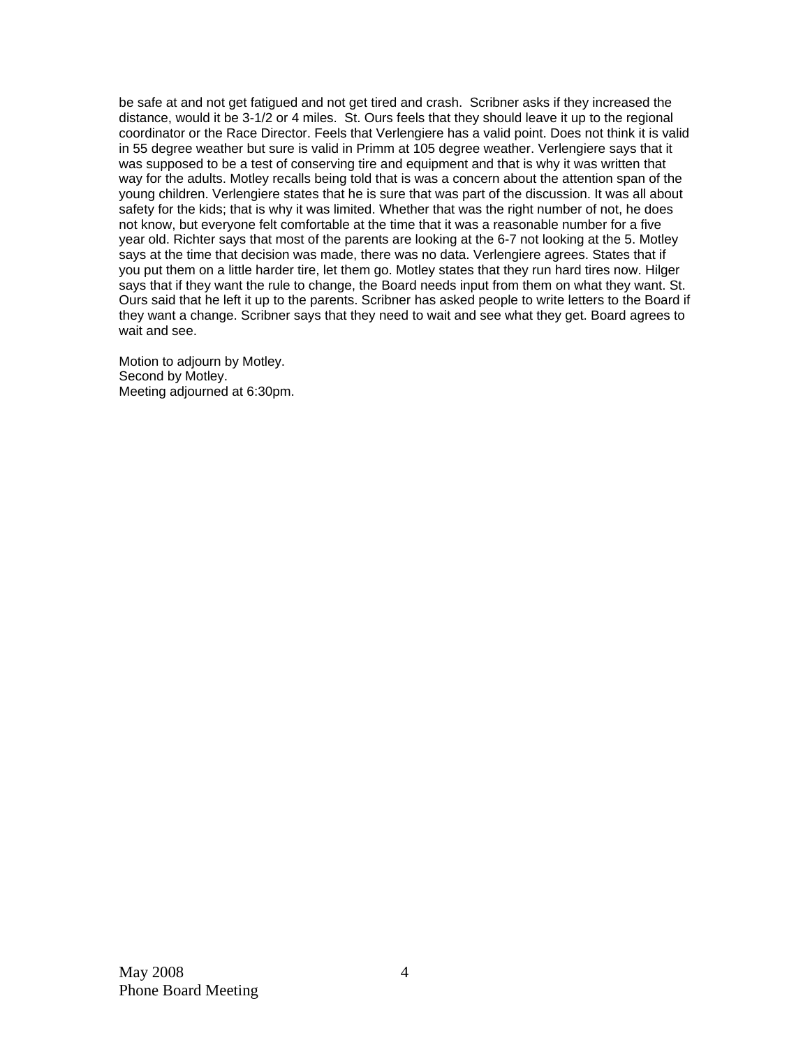be safe at and not get fatigued and not get tired and crash. Scribner asks if they increased the distance, would it be 3-1/2 or 4 miles. St. Ours feels that they should leave it up to the regional coordinator or the Race Director. Feels that Verlengiere has a valid point. Does not think it is valid in 55 degree weather but sure is valid in Primm at 105 degree weather. Verlengiere says that it was supposed to be a test of conserving tire and equipment and that is why it was written that way for the adults. Motley recalls being told that is was a concern about the attention span of the young children. Verlengiere states that he is sure that was part of the discussion. It was all about safety for the kids; that is why it was limited. Whether that was the right number of not, he does not know, but everyone felt comfortable at the time that it was a reasonable number for a five year old. Richter says that most of the parents are looking at the 6-7 not looking at the 5. Motley says at the time that decision was made, there was no data. Verlengiere agrees. States that if you put them on a little harder tire, let them go. Motley states that they run hard tires now. Hilger says that if they want the rule to change, the Board needs input from them on what they want. St. Ours said that he left it up to the parents. Scribner has asked people to write letters to the Board if they want a change. Scribner says that they need to wait and see what they get. Board agrees to wait and see.

Motion to adjourn by Motley.
Second by Motley.
Meeting adjourned at 6:30pm.